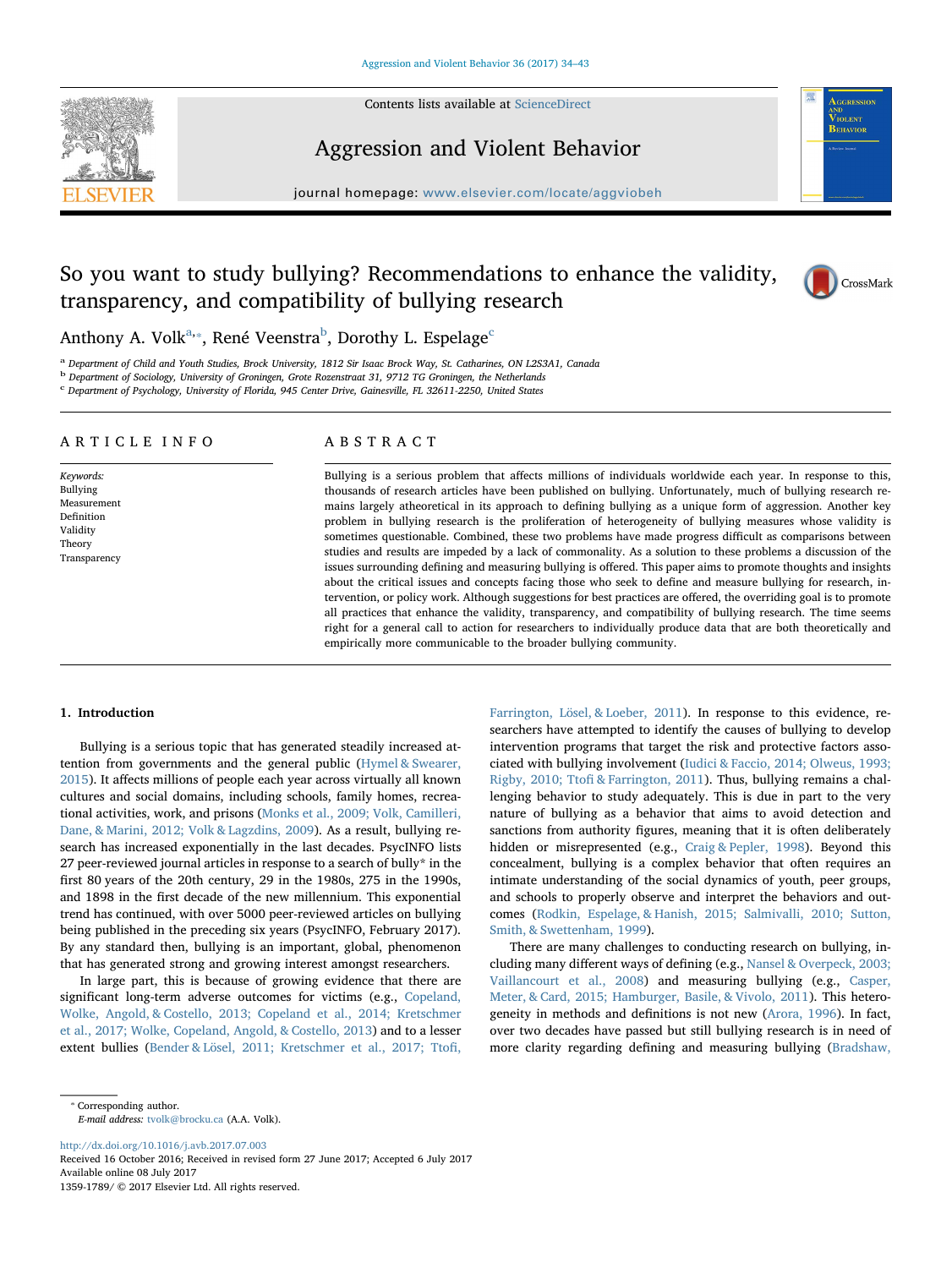# So you want to study bullying? Recommendations to enhance the validity, transparency, and compatibility of bullying research

Anthony A. Volk[a,*], René Veenstra[b], Dorothy L. Espelage[c]

[a] Department of Child and Youth Studies, Brock University, 1812 Sir Isaac Brock Way, St. Catharines, ON L2S3A1, Canada
[b] Department of Sociology, University of Groningen, Grote Rozenstraat 31, 9712 TG Groningen, the Netherlands
[c] Department of Psychology, University of Florida, 945 Center Drive, Gainesville, FL 32611-2250, United States

## ARTICLE INFO

*Keywords:*
Bullying
Measurement
Definition
Validity
Theory
Transparency

## ABSTRACT

Bullying is a serious problem that affects millions of individuals worldwide each year. In response to this, thousands of research articles have been published on bullying. Unfortunately, much of bullying research remains largely atheoretical in its approach to defining bullying as a unique form of aggression. Another key problem in bullying research is the proliferation of heterogeneity of bullying measures whose validity is sometimes questionable. Combined, these two problems have made progress difficult as comparisons between studies and results are impeded by a lack of commonality. As a solution to these problems a discussion of the issues surrounding defining and measuring bullying is offered. This paper aims to promote thoughts and insights about the critical issues and concepts facing those who seek to define and measure bullying for research, intervention, or policy work. Although suggestions for best practices are offered, the overriding goal is to promote all practices that enhance the validity, transparency, and compatibility of bullying research. The time seems right for a general call to action for researchers to individually produce data that are both theoretically and empirically more communicable to the broader bullying community.

## 1. Introduction

Bullying is a serious topic that has generated steadily increased attention from governments and the general public (Hymel & Swearer, 2015). It affects millions of people each year across virtually all known cultures and social domains, including schools, family homes, recreational activities, work, and prisons (Monks et al., 2009; Volk, Camilleri, Dane, & Marini, 2012; Volk & Lagzdins, 2009). As a result, bullying research has increased exponentially in the last decades. PsycINFO lists 27 peer-reviewed journal articles in response to a search of bully* in the first 80 years of the 20th century, 29 in the 1980s, 275 in the 1990s, and 1898 in the first decade of the new millennium. This exponential trend has continued, with over 5000 peer-reviewed articles on bullying being published in the preceding six years (PsycINFO, February 2017). By any standard then, bullying is an important, global, phenomenon that has generated strong and growing interest amongst researchers.

In large part, this is because of growing evidence that there are significant long-term adverse outcomes for victims (e.g., Copeland, Wolke, Angold, & Costello, 2013; Copeland et al., 2014; Kretschmer et al., 2017; Wolke, Copeland, Angold, & Costello, 2013) and to a lesser extent bullies (Bender & Lösel, 2011; Kretschmer et al., 2017; Ttofi, Farrington, Lösel, & Loeber, 2011). In response to this evidence, researchers have attempted to identify the causes of bullying to develop intervention programs that target the risk and protective factors associated with bullying involvement (Iudici & Faccio, 2014; Olweus, 1993; Rigby, 2010; Ttofi & Farrington, 2011). Thus, bullying remains a challenging behavior to study adequately. This is due in part to the very nature of bullying as a behavior that aims to avoid detection and sanctions from authority figures, meaning that it is often deliberately hidden or misrepresented (e.g., Craig & Pepler, 1998). Beyond this concealment, bullying is a complex behavior that often requires an intimate understanding of the social dynamics of youth, peer groups, and schools to properly observe and interpret the behaviors and outcomes (Rodkin, Espelage, & Hanish, 2015; Salmivalli, 2010; Sutton, Smith, & Swettenham, 1999).

There are many challenges to conducting research on bullying, including many different ways of defining (e.g., Nansel & Overpeck, 2003; Vaillancourt et al., 2008) and measuring bullying (e.g., Casper, Meter, & Card, 2015; Hamburger, Basile, & Vivolo, 2011). This heterogeneity in methods and definitions is not new (Arora, 1996). In fact, over two decades have passed but still bullying research is in need of more clarity regarding defining and measuring bullying (Bradshaw,

\* Corresponding author.
*E-mail address:* tvolk@brocku.ca (A.A. Volk).

http://dx.doi.org/10.1016/j.avb.2017.07.003
Received 16 October 2016; Received in revised form 27 June 2017; Accepted 6 July 2017
Available online 08 July 2017
1359-1789/ © 2017 Elsevier Ltd. All rights reserved.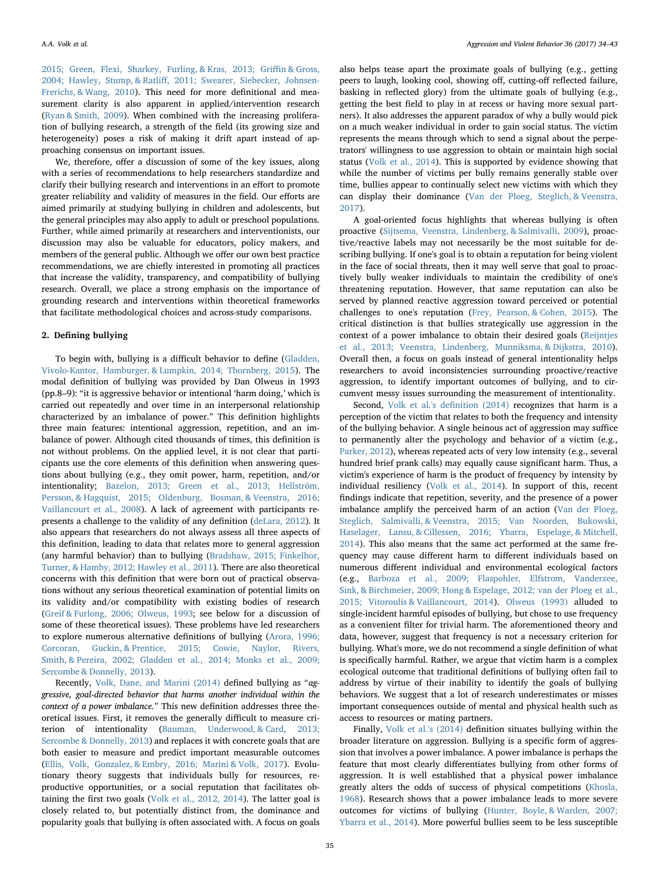2015; Green, Flexi, Sharkey, Furling, & Kras, 2013; Griffin & Gross, 2004; Hawley, Stump, & Ratliff, 2011; Swearer, Siebecker, Johnsen-Frerichs, & Wang, 2010). This need for more definitional and measurement clarity is also apparent in applied/intervention research (Ryan & Smith, 2009). When combined with the increasing proliferation of bullying research, a strength of the field (its growing size and heterogeneity) poses a risk of making it drift apart instead of approaching consensus on important issues.

We, therefore, offer a discussion of some of the key issues, along with a series of recommendations to help researchers standardize and clarify their bullying research and interventions in an effort to promote greater reliability and validity of measures in the field. Our efforts are aimed primarily at studying bullying in children and adolescents, but the general principles may also apply to adult or preschool populations. Further, while aimed primarily at researchers and interventionists, our discussion may also be valuable for educators, policy makers, and members of the general public. Although we offer our own best practice recommendations, we are chiefly interested in promoting all practices that increase the validity, transparency, and compatibility of bullying research. Overall, we place a strong emphasis on the importance of grounding research and interventions within theoretical frameworks that facilitate methodological choices and across-study comparisons.

## 2. Defining bullying

To begin with, bullying is a difficult behavior to define (Gladden, Vivolo-Kantor, Hamburger, & Lumpkin, 2014; Thornberg, 2015). The modal definition of bullying was provided by Dan Olweus in 1993 (pp.8–9): "it is aggressive behavior or intentional 'harm doing,' which is carried out repeatedly and over time in an interpersonal relationship characterized by an imbalance of power." This definition highlights three main features: intentional aggression, repetition, and an imbalance of power. Although cited thousands of times, this definition is not without problems. On the applied level, it is not clear that participants use the core elements of this definition when answering questions about bullying (e.g., they omit power, harm, repetition, and/or intentionality; Bazelon, 2013; Green et al., 2013; Hellström, Persson, & Hagquist, 2015; Oldenburg, Bosman, & Veenstra, 2016; Vaillancourt et al., 2008). A lack of agreement with participants represents a challenge to the validity of any definition (deLara, 2012). It also appears that researchers do not always assess all three aspects of this definition, leading to data that relates more to general aggression (any harmful behavior) than to bullying (Bradshaw, 2015; Finkelhor, Turner, & Hamby, 2012; Hawley et al., 2011). There are also theoretical concerns with this definition that were born out of practical observations without any serious theoretical examination of potential limits on its validity and/or compatibility with existing bodies of research (Greif & Furlong, 2006; Olweus, 1993; see below for a discussion of some of these theoretical issues). These problems have led researchers to explore numerous alternative definitions of bullying (Arora, 1996; Corcoran, Guckin, & Prentice, 2015; Cowie, Naylor, Rivers, Smith, & Pereira, 2002; Gladden et al., 2014; Monks et al., 2009; Sercombe & Donnelly, 2013).

Recently, Volk, Dane, and Marini (2014) defined bullying as "*aggressive, goal-directed behavior that harms another individual within the context of a power imbalance.*" This new definition addresses three theoretical issues. First, it removes the generally difficult to measure criterion of intentionality (Bauman, Underwood, & Card, 2013; Sercombe & Donnelly, 2013) and replaces it with concrete goals that are both easier to measure and predict important measurable outcomes (Ellis, Volk, Gonzalez, & Embry, 2016; Marini & Volk, 2017). Evolutionary theory suggests that individuals bully for resources, reproductive opportunities, or a social reputation that facilitates obtaining the first two goals (Volk et al., 2012, 2014). The latter goal is closely related to, but potentially distinct from, the dominance and popularity goals that bullying is often associated with. A focus on goals also helps tease apart the proximate goals of bullying (e.g., getting peers to laugh, looking cool, showing off, cutting-off reflected failure, basking in reflected glory) from the ultimate goals of bullying (e.g., getting the best field to play in at recess or having more sexual partners). It also addresses the apparent paradox of why a bully would pick on a much weaker individual in order to gain social status. The victim represents the means through which to send a signal about the perpetrators' willingness to use aggression to obtain or maintain high social status (Volk et al., 2014). This is supported by evidence showing that while the number of victims per bully remains generally stable over time, bullies appear to continually select new victims with which they can display their dominance (Van der Ploeg, Steglich, & Veenstra, 2017).

A goal-oriented focus highlights that whereas bullying is often proactive (Sijtsema, Veenstra, Lindenberg, & Salmivalli, 2009), proactive/reactive labels may not necessarily be the most suitable for describing bullying. If one's goal is to obtain a reputation for being violent in the face of social threats, then it may well serve that goal to proactively bully weaker individuals to maintain the credibility of one's threatening reputation. However, that same reputation can also be served by planned reactive aggression toward perceived or potential challenges to one's reputation (Frey, Pearson, & Cohen, 2015). The critical distinction is that bullies strategically use aggression in the context of a power imbalance to obtain their desired goals (Reijntjes et al., 2013; Veenstra, Lindenberg, Munniksma, & Dijkstra, 2010). Overall then, a focus on goals instead of general intentionality helps researchers to avoid inconsistencies surrounding proactive/reactive aggression, to identify important outcomes of bullying, and to circumvent messy issues surrounding the measurement of intentionality.

Second, Volk et al.'s definition (2014) recognizes that harm is a perception of the victim that relates to both the frequency and intensity of the bullying behavior. A single heinous act of aggression may suffice to permanently alter the psychology and behavior of a victim (e.g., Parker, 2012), whereas repeated acts of very low intensity (e.g., several hundred brief prank calls) may equally cause significant harm. Thus, a victim's experience of harm is the product of frequency by intensity by individual resiliency (Volk et al., 2014). In support of this, recent findings indicate that repetition, severity, and the presence of a power imbalance amplify the perceived harm of an action (Van der Ploeg, Steglich, Salmivalli, & Veenstra, 2015; Van Noorden, Bukowski, Haselager, Lansu, & Cillessen, 2016; Ybarra, Espelage, & Mitchell, 2014). This also means that the same act performed at the same frequency may cause different harm to different individuals based on numerous different individual and environmental ecological factors (e.g., Barboza et al., 2009; Flaspohler, Elfstrom, Vanderzee, Sink, & Birchmeier, 2009; Hong & Espelage, 2012; van der Ploeg et al., 2015; Vitoroulis & Vaillancourt, 2014). Olweus (1993) alluded to single-incident harmful episodes of bullying, but chose to use frequency as a convenient filter for trivial harm. The aforementioned theory and data, however, suggest that frequency is not a necessary criterion for bullying. What's more, we do not recommend a single definition of what is specifically harmful. Rather, we argue that victim harm is a complex ecological outcome that traditional definitions of bullying often fail to address by virtue of their inability to identify the goals of bullying behaviors. We suggest that a lot of research underestimates or misses important consequences outside of mental and physical health such as access to resources or mating partners.

Finally, Volk et al.'s (2014) definition situates bullying within the broader literature on aggression. Bullying is a specific form of aggression that involves a power imbalance. A power imbalance is perhaps the feature that most clearly differentiates bullying from other forms of aggression. It is well established that a physical power imbalance greatly alters the odds of success of physical competitions (Khosla, 1968). Research shows that a power imbalance leads to more severe outcomes for victims of bullying (Hunter, Boyle, & Warden, 2007; Ybarra et al., 2014). More powerful bullies seem to be less susceptible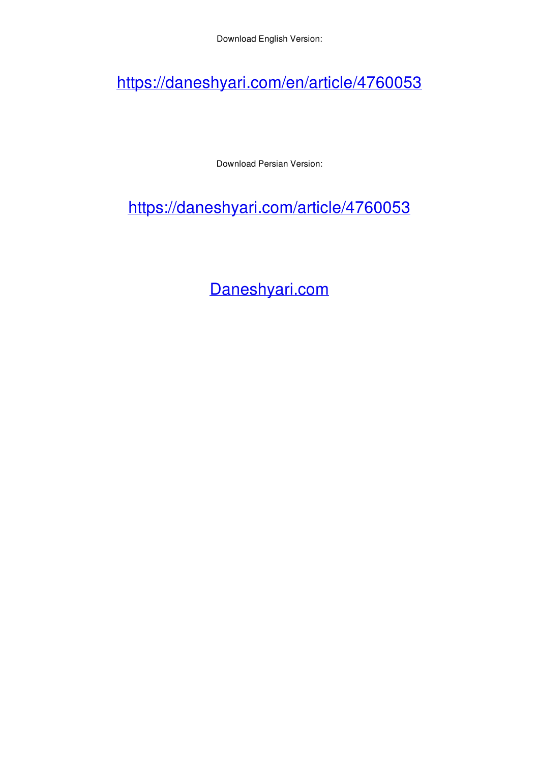Download English Version:

https://daneshyari.com/en/article/4760053

Download Persian Version:

https://daneshyari.com/article/4760053

Daneshyari.com